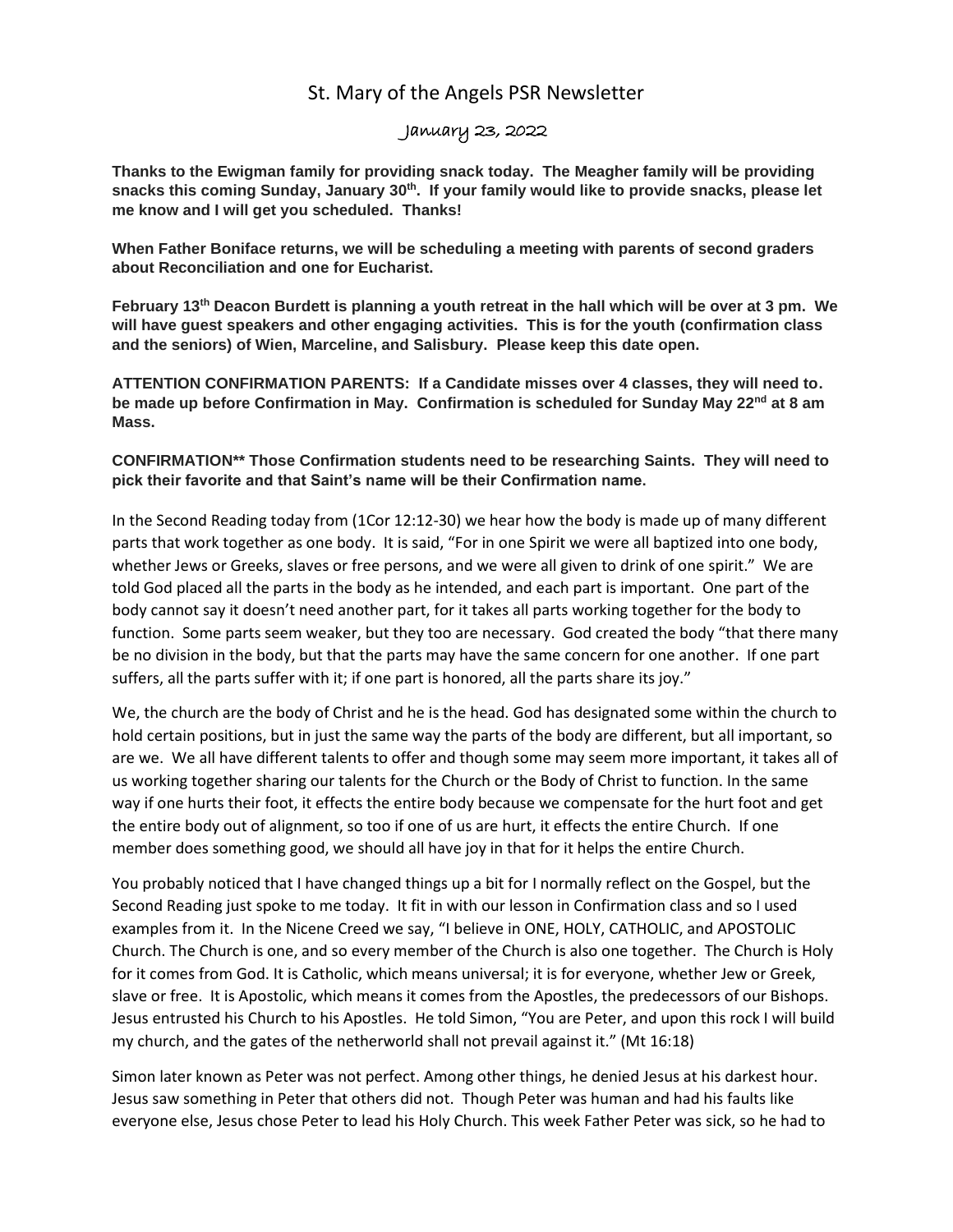# St. Mary of the Angels PSR Newsletter

## January 23, 2022

**Thanks to the Ewigman family for providing snack today. The Meagher family will be providing snacks this coming Sunday, January 30th. If your family would like to provide snacks, please let me know and I will get you scheduled. Thanks!**

**When Father Boniface returns, we will be scheduling a meeting with parents of second graders about Reconciliation and one for Eucharist.**

**February 13th Deacon Burdett is planning a youth retreat in the hall which will be over at 3 pm. We will have guest speakers and other engaging activities. This is for the youth (confirmation class and the seniors) of Wien, Marceline, and Salisbury. Please keep this date open.**

**ATTENTION CONFIRMATION PARENTS: If a Candidate misses over 4 classes, they will need to. be made up before Confirmation in May. Confirmation is scheduled for Sunday May 22nd at 8 am Mass.**

**CONFIRMATION** Those Confirmation students need to be researching Saints. They will need to pick their favorite and that Saint's name will be their Confirmation name.**

In the Second Reading today from (1Cor 12:12-30) we hear how the body is made up of many different parts that work together as one body. It is said, "For in one Spirit we were all baptized into one body, whether Jews or Greeks, slaves or free persons, and we were all given to drink of one spirit." We are told God placed all the parts in the body as he intended, and each part is important. One part of the body cannot say it doesn't need another part, for it takes all parts working together for the body to function. Some parts seem weaker, but they too are necessary. God created the body "that there many be no division in the body, but that the parts may have the same concern for one another. If one part suffers, all the parts suffer with it; if one part is honored, all the parts share its joy."

We, the church are the body of Christ and he is the head. God has designated some within the church to hold certain positions, but in just the same way the parts of the body are different, but all important, so are we. We all have different talents to offer and though some may seem more important, it takes all of us working together sharing our talents for the Church or the Body of Christ to function. In the same way if one hurts their foot, it effects the entire body because we compensate for the hurt foot and get the entire body out of alignment, so too if one of us are hurt, it effects the entire Church. If one member does something good, we should all have joy in that for it helps the entire Church.

You probably noticed that I have changed things up a bit for I normally reflect on the Gospel, but the Second Reading just spoke to me today. It fit in with our lesson in Confirmation class and so I used examples from it. In the Nicene Creed we say, "I believe in ONE, HOLY, CATHOLIC, and APOSTOLIC Church. The Church is one, and so every member of the Church is also one together. The Church is Holy for it comes from God. It is Catholic, which means universal; it is for everyone, whether Jew or Greek, slave or free. It is Apostolic, which means it comes from the Apostles, the predecessors of our Bishops. Jesus entrusted his Church to his Apostles. He told Simon, "You are Peter, and upon this rock I will build my church, and the gates of the netherworld shall not prevail against it." (Mt 16:18)

Simon later known as Peter was not perfect. Among other things, he denied Jesus at his darkest hour. Jesus saw something in Peter that others did not. Though Peter was human and had his faults like everyone else, Jesus chose Peter to lead his Holy Church. This week Father Peter was sick, so he had to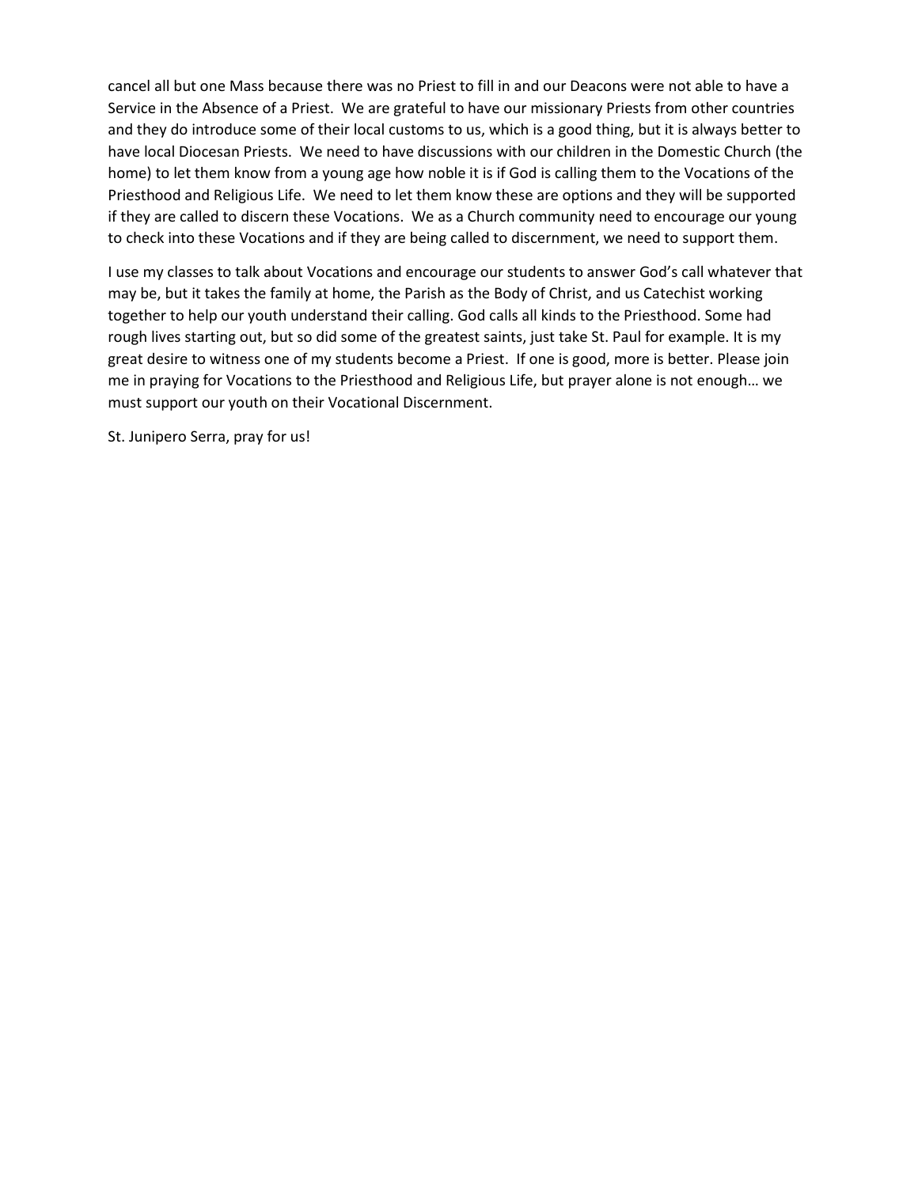cancel all but one Mass because there was no Priest to fill in and our Deacons were not able to have a Service in the Absence of a Priest.  We are grateful to have our missionary Priests from other countries and they do introduce some of their local customs to us, which is a good thing, but it is always better to have local Diocesan Priests.  We need to have discussions with our children in the Domestic Church (the home) to let them know from a young age how noble it is if God is calling them to the Vocations of the Priesthood and Religious Life.  We need to let them know these are options and they will be supported if they are called to discern these Vocations.  We as a Church community need to encourage our young to check into these Vocations and if they are being called to discernment, we need to support them.

I use my classes to talk about Vocations and encourage our students to answer God's call whatever that may be, but it takes the family at home, the Parish as the Body of Christ, and us Catechist working together to help our youth understand their calling. God calls all kinds to the Priesthood. Some had rough lives starting out, but so did some of the greatest saints, just take St. Paul for example. It is my great desire to witness one of my students become a Priest.  If one is good, more is better. Please join me in praying for Vocations to the Priesthood and Religious Life, but prayer alone is not enough… we must support our youth on their Vocational Discernment.

St. Junipero Serra, pray for us!